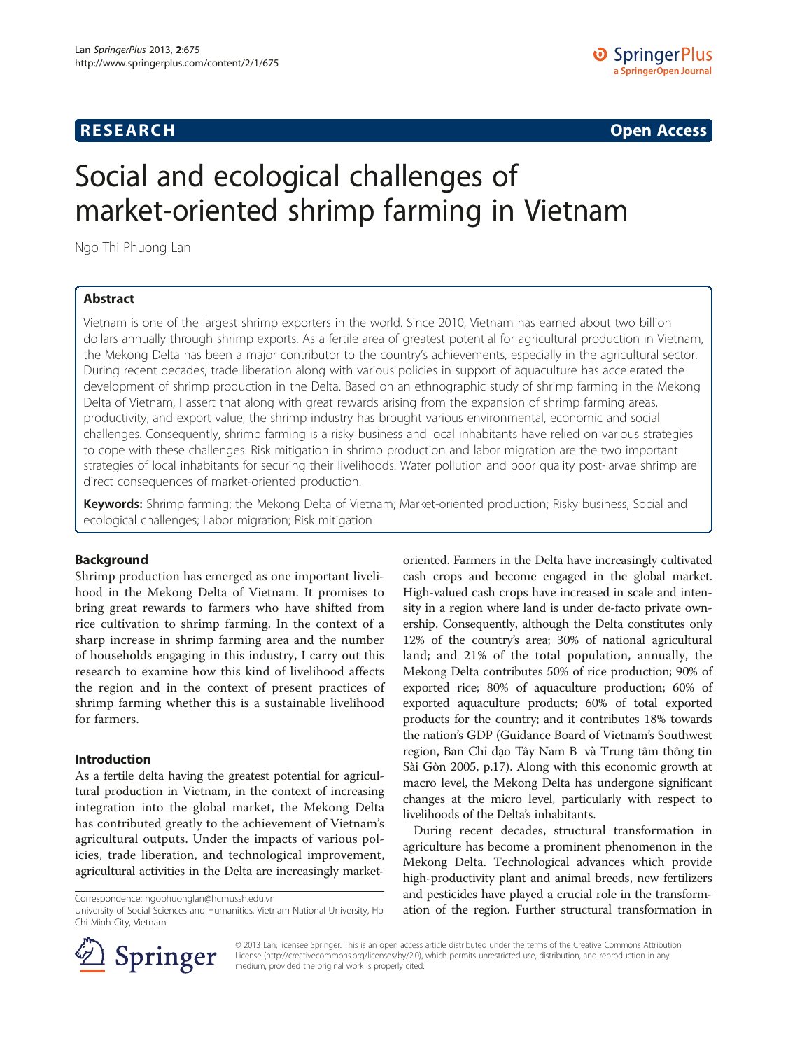RESEARCH Open Access

# Social and ecological challenges of market-oriented shrimp farming in Vietnam

Ngo Thi Phuong Lan

## Abstract

Vietnam is one of the largest shrimp exporters in the world. Since 2010, Vietnam has earned about two billion dollars annually through shrimp exports. As a fertile area of greatest potential for agricultural production in Vietnam, the Mekong Delta has been a major contributor to the country's achievements, especially in the agricultural sector. During recent decades, trade liberation along with various policies in support of aquaculture has accelerated the development of shrimp production in the Delta. Based on an ethnographic study of shrimp farming in the Mekong Delta of Vietnam, I assert that along with great rewards arising from the expansion of shrimp farming areas, productivity, and export value, the shrimp industry has brought various environmental, economic and social challenges. Consequently, shrimp farming is a risky business and local inhabitants have relied on various strategies to cope with these challenges. Risk mitigation in shrimp production and labor migration are the two important strategies of local inhabitants for securing their livelihoods. Water pollution and poor quality post-larvae shrimp are direct consequences of market-oriented production.

**Keywords:** Shrimp farming; the Mekong Delta of Vietnam; Market-oriented production; Risky business; Social and ecological challenges; Labor migration; Risk mitigation

## Background

Shrimp production has emerged as one important livelihood in the Mekong Delta of Vietnam. It promises to bring great rewards to farmers who have shifted from rice cultivation to shrimp farming. In the context of a sharp increase in shrimp farming area and the number of households engaging in this industry, I carry out this research to examine how this kind of livelihood affects the region and in the context of present practices of shrimp farming whether this is a sustainable livelihood for farmers.

## Introduction

As a fertile delta having the greatest potential for agricultural production in Vietnam, in the context of increasing integration into the global market, the Mekong Delta has contributed greatly to the achievement of Vietnam's agricultural outputs. Under the impacts of various policies, trade liberation, and technological improvement, agricultural activities in the Delta are increasingly market-oriented. Farmers in the Delta have increasingly cultivated cash crops and become engaged in the global market. High-valued cash crops have increased in scale and intensity in a region where land is under de-facto private ownership. Consequently, although the Delta constitutes only 12% of the country's area; 30% of national agricultural land; and 21% of the total population, annually, the Mekong Delta contributes 50% of rice production; 90% of exported rice; 80% of aquaculture production; 60% of exported aquaculture products; 60% of total exported products for the country; and it contributes 18% towards the nation's GDP (Guidance Board of Vietnam's Southwest region, Ban Chỉ đạo Tây Nam Bộ và Trung tâm thông tin Sài Gòn 2005, p.17). Along with this economic growth at macro level, the Mekong Delta has undergone significant changes at the micro level, particularly with respect to livelihoods of the Delta's inhabitants.

During recent decades, structural transformation in agriculture has become a prominent phenomenon in the Mekong Delta. Technological advances which provide high-productivity plant and animal breeds, new fertilizers and pesticides have played a crucial role in the transformation of the region. Further structural transformation in

Correspondence: ngophuonglan@hcmussh.edu.vn
University of Social Sciences and Humanities, Vietnam National University, Ho Chi Minh City, Vietnam

© 2013 Lan; licensee Springer. This is an open access article distributed under the terms of the Creative Commons Attribution License (http://creativecommons.org/licenses/by/2.0), which permits unrestricted use, distribution, and reproduction in any medium, provided the original work is properly cited.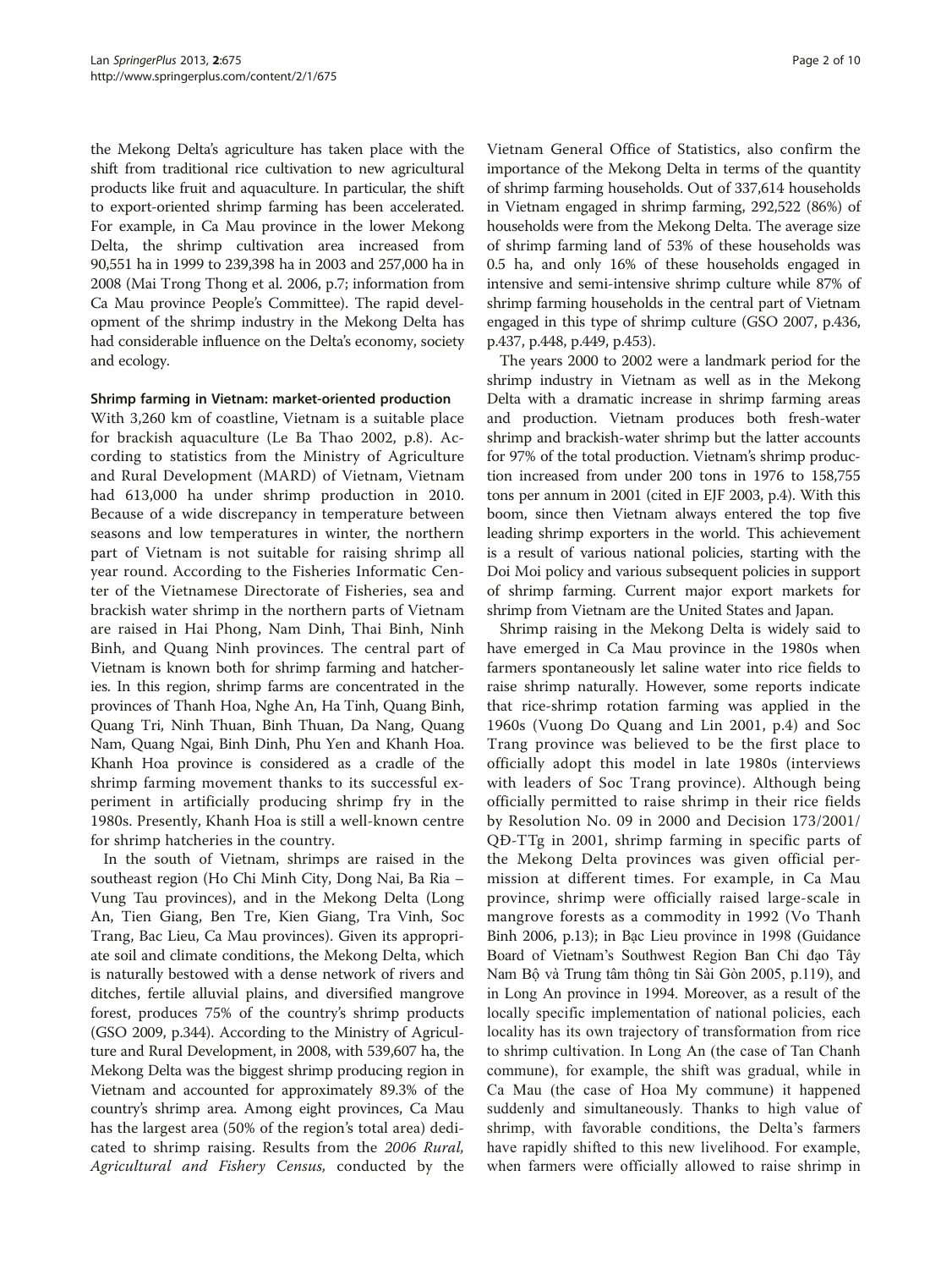the Mekong Delta's agriculture has taken place with the shift from traditional rice cultivation to new agricultural products like fruit and aquaculture. In particular, the shift to export-oriented shrimp farming has been accelerated. For example, in Ca Mau province in the lower Mekong Delta, the shrimp cultivation area increased from 90,551 ha in 1999 to 239,398 ha in 2003 and 257,000 ha in 2008 (Mai Trong Thong et al. 2006, p.7; information from Ca Mau province People's Committee). The rapid development of the shrimp industry in the Mekong Delta has had considerable influence on the Delta's economy, society and ecology.

### Shrimp farming in Vietnam: market-oriented production

With 3,260 km of coastline, Vietnam is a suitable place for brackish aquaculture (Le Ba Thao 2002, p.8). According to statistics from the Ministry of Agriculture and Rural Development (MARD) of Vietnam, Vietnam had 613,000 ha under shrimp production in 2010. Because of a wide discrepancy in temperature between seasons and low temperatures in winter, the northern part of Vietnam is not suitable for raising shrimp all year round. According to the Fisheries Informatic Center of the Vietnamese Directorate of Fisheries, sea and brackish water shrimp in the northern parts of Vietnam are raised in Hai Phong, Nam Dinh, Thai Binh, Ninh Binh, and Quang Ninh provinces. The central part of Vietnam is known both for shrimp farming and hatcheries. In this region, shrimp farms are concentrated in the provinces of Thanh Hoa, Nghe An, Ha Tinh, Quang Binh, Quang Tri, Ninh Thuan, Binh Thuan, Da Nang, Quang Nam, Quang Ngai, Binh Dinh, Phu Yen and Khanh Hoa. Khanh Hoa province is considered as a cradle of the shrimp farming movement thanks to its successful experiment in artificially producing shrimp fry in the 1980s. Presently, Khanh Hoa is still a well-known centre for shrimp hatcheries in the country.

In the south of Vietnam, shrimps are raised in the southeast region (Ho Chi Minh City, Dong Nai, Ba Ria – Vung Tau provinces), and in the Mekong Delta (Long An, Tien Giang, Ben Tre, Kien Giang, Tra Vinh, Soc Trang, Bac Lieu, Ca Mau provinces). Given its appropriate soil and climate conditions, the Mekong Delta, which is naturally bestowed with a dense network of rivers and ditches, fertile alluvial plains, and diversified mangrove forest, produces 75% of the country's shrimp products (GSO 2009, p.344). According to the Ministry of Agriculture and Rural Development, in 2008, with 539,607 ha, the Mekong Delta was the biggest shrimp producing region in Vietnam and accounted for approximately 89.3% of the country's shrimp area. Among eight provinces, Ca Mau has the largest area (50% of the region's total area) dedicated to shrimp raising. Results from the *2006 Rural, Agricultural and Fishery Census,* conducted by the Vietnam General Office of Statistics, also confirm the importance of the Mekong Delta in terms of the quantity of shrimp farming households. Out of 337,614 households in Vietnam engaged in shrimp farming, 292,522 (86%) of households were from the Mekong Delta. The average size of shrimp farming land of 53% of these households was 0.5 ha, and only 16% of these households engaged in intensive and semi-intensive shrimp culture while 87% of shrimp farming households in the central part of Vietnam engaged in this type of shrimp culture (GSO 2007, p.436, p.437, p.448, p.449, p.453).

The years 2000 to 2002 were a landmark period for the shrimp industry in Vietnam as well as in the Mekong Delta with a dramatic increase in shrimp farming areas and production. Vietnam produces both fresh-water shrimp and brackish-water shrimp but the latter accounts for 97% of the total production. Vietnam's shrimp production increased from under 200 tons in 1976 to 158,755 tons per annum in 2001 (cited in EJF 2003, p.4). With this boom, since then Vietnam always entered the top five leading shrimp exporters in the world. This achievement is a result of various national policies, starting with the Doi Moi policy and various subsequent policies in support of shrimp farming. Current major export markets for shrimp from Vietnam are the United States and Japan.

Shrimp raising in the Mekong Delta is widely said to have emerged in Ca Mau province in the 1980s when farmers spontaneously let saline water into rice fields to raise shrimp naturally. However, some reports indicate that rice-shrimp rotation farming was applied in the 1960s (Vuong Do Quang and Lin 2001, p.4) and Soc Trang province was believed to be the first place to officially adopt this model in late 1980s (interviews with leaders of Soc Trang province). Although being officially permitted to raise shrimp in their rice fields by Resolution No. 09 in 2000 and Decision 173/2001/QĐ-TTg in 2001, shrimp farming in specific parts of the Mekong Delta provinces was given official permission at different times. For example, in Ca Mau province, shrimp were officially raised large-scale in mangrove forests as a commodity in 1992 (Vo Thanh Binh 2006, p.13); in Bạc Lieu province in 1998 (Guidance Board of Vietnam's Southwest Region Ban Chỉ đạo Tây Nam Bộ và Trung tâm thông tin Sài Gòn 2005, p.119), and in Long An province in 1994. Moreover, as a result of the locally specific implementation of national policies, each locality has its own trajectory of transformation from rice to shrimp cultivation. In Long An (the case of Tan Chanh commune), for example, the shift was gradual, while in Ca Mau (the case of Hoa My commune) it happened suddenly and simultaneously. Thanks to high value of shrimp, with favorable conditions, the Delta's farmers have rapidly shifted to this new livelihood. For example, when farmers were officially allowed to raise shrimp in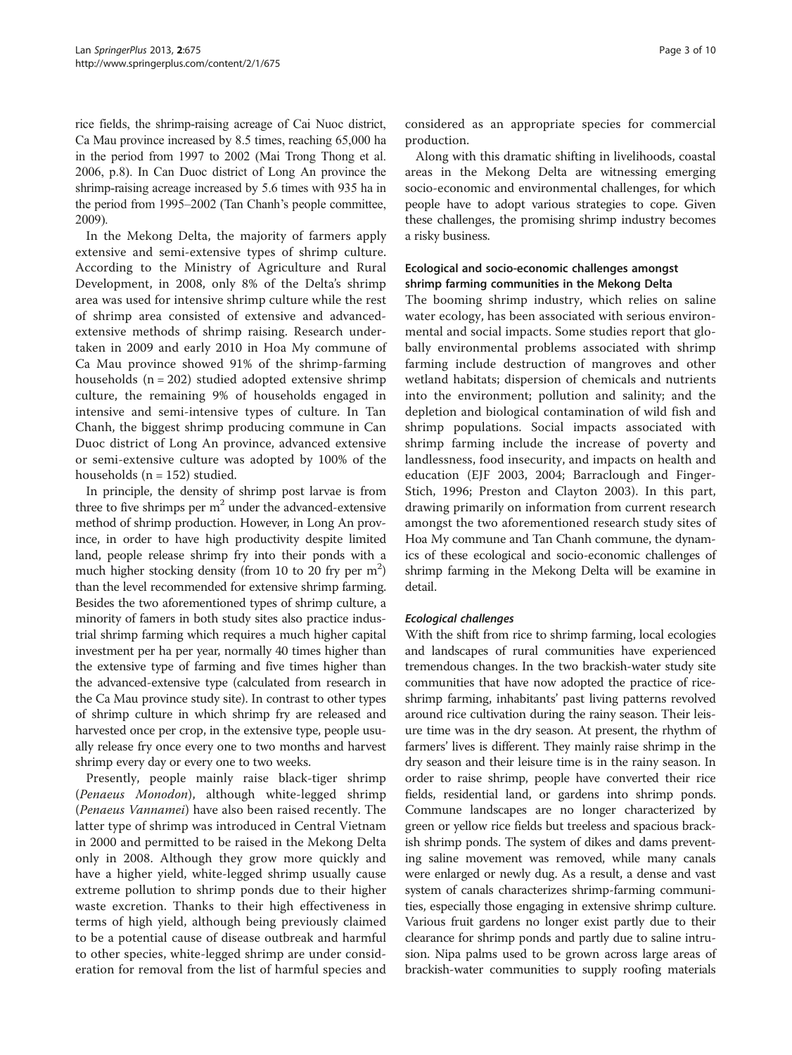rice fields, the shrimp-raising acreage of Cai Nuoc district, Ca Mau province increased by 8.5 times, reaching 65,000 ha in the period from 1997 to 2002 (Mai Trong Thong et al. 2006, p.8). In Can Duoc district of Long An province the shrimp-raising acreage increased by 5.6 times with 935 ha in the period from 1995–2002 (Tan Chanh's people committee, 2009).

In the Mekong Delta, the majority of farmers apply extensive and semi-extensive types of shrimp culture. According to the Ministry of Agriculture and Rural Development, in 2008, only 8% of the Delta's shrimp area was used for intensive shrimp culture while the rest of shrimp area consisted of extensive and advanced-extensive methods of shrimp raising. Research undertaken in 2009 and early 2010 in Hoa My commune of Ca Mau province showed 91% of the shrimp-farming households (n = 202) studied adopted extensive shrimp culture, the remaining 9% of households engaged in intensive and semi-intensive types of culture. In Tan Chanh, the biggest shrimp producing commune in Can Duoc district of Long An province, advanced extensive or semi-extensive culture was adopted by 100% of the households (n = 152) studied.

In principle, the density of shrimp post larvae is from three to five shrimps per $m^2$ under the advanced-extensive method of shrimp production. However, in Long An province, in order to have high productivity despite limited land, people release shrimp fry into their ponds with a much higher stocking density (from 10 to 20 fry per $m^2$) than the level recommended for extensive shrimp farming. Besides the two aforementioned types of shrimp culture, a minority of famers in both study sites also practice industrial shrimp farming which requires a much higher capital investment per ha per year, normally 40 times higher than the extensive type of farming and five times higher than the advanced-extensive type (calculated from research in the Ca Mau province study site). In contrast to other types of shrimp culture in which shrimp fry are released and harvested once per crop, in the extensive type, people usually release fry once every one to two months and harvest shrimp every day or every one to two weeks.

Presently, people mainly raise black-tiger shrimp (*Penaeus Monodon*), although white-legged shrimp (*Penaeus Vannamei*) have also been raised recently. The latter type of shrimp was introduced in Central Vietnam in 2000 and permitted to be raised in the Mekong Delta only in 2008. Although they grow more quickly and have a higher yield, white-legged shrimp usually cause extreme pollution to shrimp ponds due to their higher waste excretion. Thanks to their high effectiveness in terms of high yield, although being previously claimed to be a potential cause of disease outbreak and harmful to other species, white-legged shrimp are under consideration for removal from the list of harmful species and considered as an appropriate species for commercial production.

Along with this dramatic shifting in livelihoods, coastal areas in the Mekong Delta are witnessing emerging socio-economic and environmental challenges, for which people have to adopt various strategies to cope. Given these challenges, the promising shrimp industry becomes a risky business.

## Ecological and socio-economic challenges amongst shrimp farming communities in the Mekong Delta

The booming shrimp industry, which relies on saline water ecology, has been associated with serious environmental and social impacts. Some studies report that globally environmental problems associated with shrimp farming include destruction of mangroves and other wetland habitats; dispersion of chemicals and nutrients into the environment; pollution and salinity; and the depletion and biological contamination of wild fish and shrimp populations. Social impacts associated with shrimp farming include the increase of poverty and landlessness, food insecurity, and impacts on health and education (EJF 2003, 2004; Barraclough and Finger-Stich, 1996; Preston and Clayton 2003). In this part, drawing primarily on information from current research amongst the two aforementioned research study sites of Hoa My commune and Tan Chanh commune, the dynamics of these ecological and socio-economic challenges of shrimp farming in the Mekong Delta will be examine in detail.

### *Ecological challenges*

With the shift from rice to shrimp farming, local ecologies and landscapes of rural communities have experienced tremendous changes. In the two brackish-water study site communities that have now adopted the practice of rice-shrimp farming, inhabitants' past living patterns revolved around rice cultivation during the rainy season. Their leisure time was in the dry season. At present, the rhythm of farmers' lives is different. They mainly raise shrimp in the dry season and their leisure time is in the rainy season. In order to raise shrimp, people have converted their rice fields, residential land, or gardens into shrimp ponds. Commune landscapes are no longer characterized by green or yellow rice fields but treeless and spacious brackish shrimp ponds. The system of dikes and dams preventing saline movement was removed, while many canals were enlarged or newly dug. As a result, a dense and vast system of canals characterizes shrimp-farming communities, especially those engaging in extensive shrimp culture. Various fruit gardens no longer exist partly due to their clearance for shrimp ponds and partly due to saline intrusion. Nipa palms used to be grown across large areas of brackish-water communities to supply roofing materials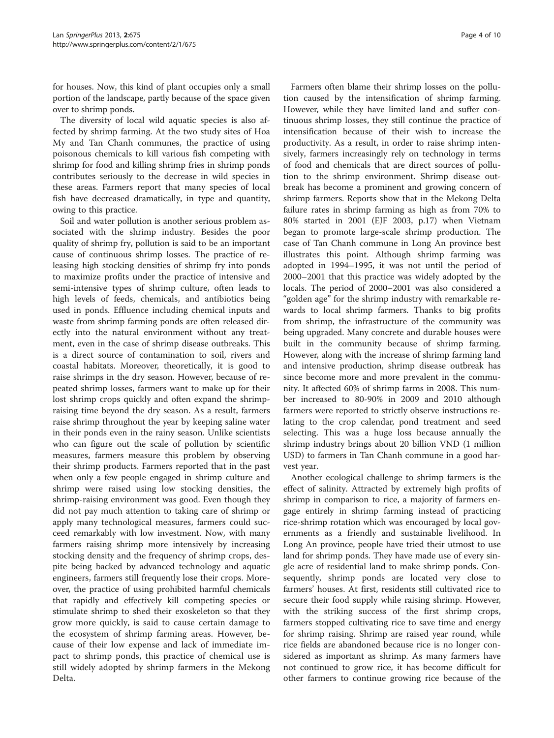for houses. Now, this kind of plant occupies only a small portion of the landscape, partly because of the space given over to shrimp ponds.

The diversity of local wild aquatic species is also affected by shrimp farming. At the two study sites of Hoa My and Tan Chanh communes, the practice of using poisonous chemicals to kill various fish competing with shrimp for food and killing shrimp fries in shrimp ponds contributes seriously to the decrease in wild species in these areas. Farmers report that many species of local fish have decreased dramatically, in type and quantity, owing to this practice.

Soil and water pollution is another serious problem associated with the shrimp industry. Besides the poor quality of shrimp fry, pollution is said to be an important cause of continuous shrimp losses. The practice of releasing high stocking densities of shrimp fry into ponds to maximize profits under the practice of intensive and semi-intensive types of shrimp culture, often leads to high levels of feeds, chemicals, and antibiotics being used in ponds. Effluence including chemical inputs and waste from shrimp farming ponds are often released directly into the natural environment without any treatment, even in the case of shrimp disease outbreaks. This is a direct source of contamination to soil, rivers and coastal habitats. Moreover, theoretically, it is good to raise shrimps in the dry season. However, because of repeated shrimp losses, farmers want to make up for their lost shrimp crops quickly and often expand the shrimp-raising time beyond the dry season. As a result, farmers raise shrimp throughout the year by keeping saline water in their ponds even in the rainy season. Unlike scientists who can figure out the scale of pollution by scientific measures, farmers measure this problem by observing their shrimp products. Farmers reported that in the past when only a few people engaged in shrimp culture and shrimp were raised using low stocking densities, the shrimp-raising environment was good. Even though they did not pay much attention to taking care of shrimp or apply many technological measures, farmers could succeed remarkably with low investment. Now, with many farmers raising shrimp more intensively by increasing stocking density and the frequency of shrimp crops, despite being backed by advanced technology and aquatic engineers, farmers still frequently lose their crops. Moreover, the practice of using prohibited harmful chemicals that rapidly and effectively kill competing species or stimulate shrimp to shed their exoskeleton so that they grow more quickly, is said to cause certain damage to the ecosystem of shrimp farming areas. However, because of their low expense and lack of immediate impact to shrimp ponds, this practice of chemical use is still widely adopted by shrimp farmers in the Mekong Delta.

Farmers often blame their shrimp losses on the pollution caused by the intensification of shrimp farming. However, while they have limited land and suffer continuous shrimp losses, they still continue the practice of intensification because of their wish to increase the productivity. As a result, in order to raise shrimp intensively, farmers increasingly rely on technology in terms of food and chemicals that are direct sources of pollution to the shrimp environment. Shrimp disease outbreak has become a prominent and growing concern of shrimp farmers. Reports show that in the Mekong Delta failure rates in shrimp farming as high as from 70% to 80% started in 2001 (EJF 2003, p.17) when Vietnam began to promote large-scale shrimp production. The case of Tan Chanh commune in Long An province best illustrates this point. Although shrimp farming was adopted in 1994–1995, it was not until the period of 2000–2001 that this practice was widely adopted by the locals. The period of 2000–2001 was also considered a "golden age" for the shrimp industry with remarkable rewards to local shrimp farmers. Thanks to big profits from shrimp, the infrastructure of the community was being upgraded. Many concrete and durable houses were built in the community because of shrimp farming. However, along with the increase of shrimp farming land and intensive production, shrimp disease outbreak has since become more and more prevalent in the community. It affected 60% of shrimp farms in 2008. This number increased to 80-90% in 2009 and 2010 although farmers were reported to strictly observe instructions relating to the crop calendar, pond treatment and seed selecting. This was a huge loss because annually the shrimp industry brings about 20 billion VND (1 million USD) to farmers in Tan Chanh commune in a good harvest year.

Another ecological challenge to shrimp farmers is the effect of salinity. Attracted by extremely high profits of shrimp in comparison to rice, a majority of farmers engage entirely in shrimp farming instead of practicing rice-shrimp rotation which was encouraged by local governments as a friendly and sustainable livelihood. In Long An province, people have tried their utmost to use land for shrimp ponds. They have made use of every single acre of residential land to make shrimp ponds. Consequently, shrimp ponds are located very close to farmers' houses. At first, residents still cultivated rice to secure their food supply while raising shrimp. However, with the striking success of the first shrimp crops, farmers stopped cultivating rice to save time and energy for shrimp raising. Shrimp are raised year round, while rice fields are abandoned because rice is no longer considered as important as shrimp. As many farmers have not continued to grow rice, it has become difficult for other farmers to continue growing rice because of the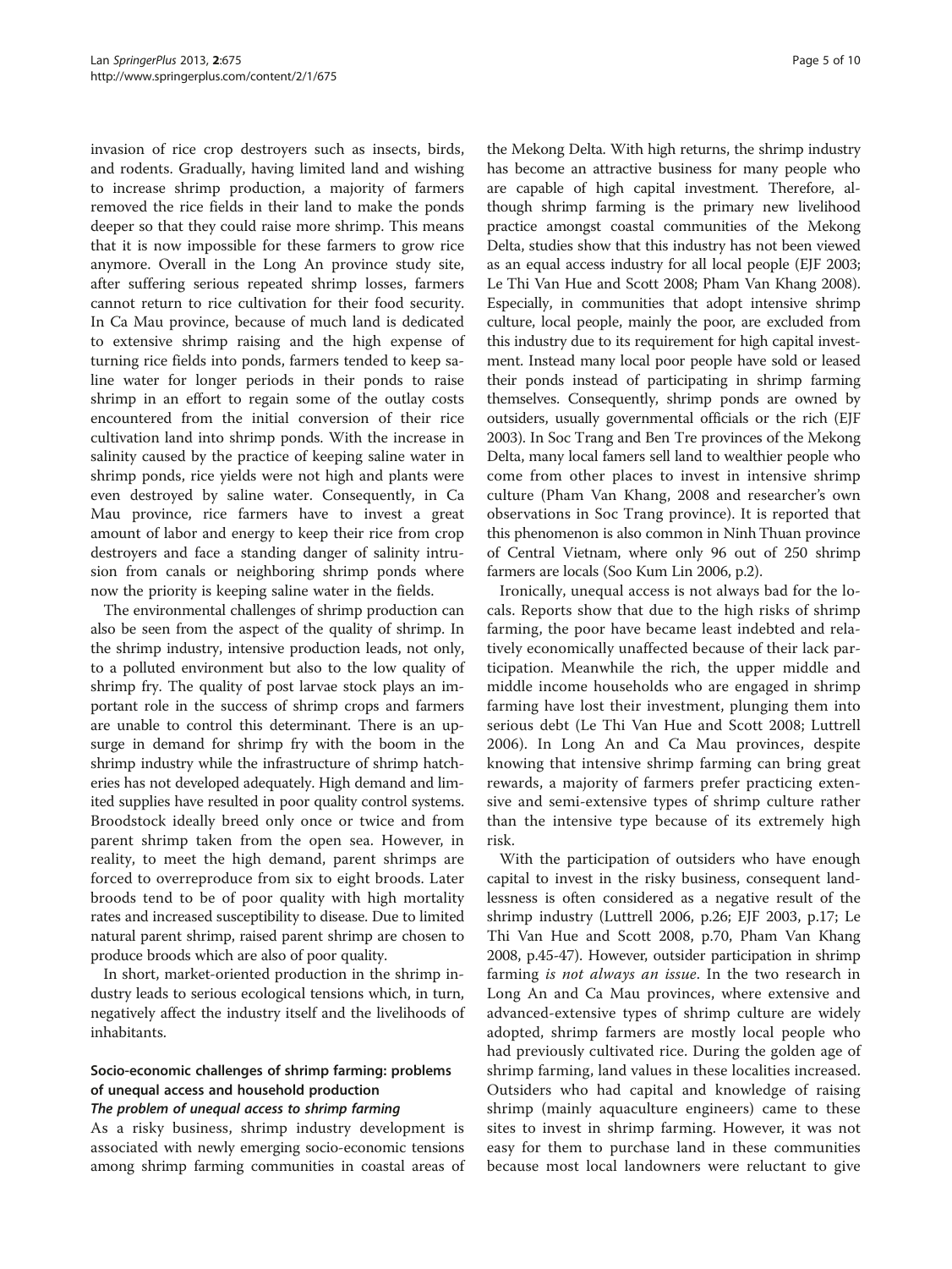invasion of rice crop destroyers such as insects, birds, and rodents. Gradually, having limited land and wishing to increase shrimp production, a majority of farmers removed the rice fields in their land to make the ponds deeper so that they could raise more shrimp. This means that it is now impossible for these farmers to grow rice anymore. Overall in the Long An province study site, after suffering serious repeated shrimp losses, farmers cannot return to rice cultivation for their food security. In Ca Mau province, because of much land is dedicated to extensive shrimp raising and the high expense of turning rice fields into ponds, farmers tended to keep saline water for longer periods in their ponds to raise shrimp in an effort to regain some of the outlay costs encountered from the initial conversion of their rice cultivation land into shrimp ponds. With the increase in salinity caused by the practice of keeping saline water in shrimp ponds, rice yields were not high and plants were even destroyed by saline water. Consequently, in Ca Mau province, rice farmers have to invest a great amount of labor and energy to keep their rice from crop destroyers and face a standing danger of salinity intrusion from canals or neighboring shrimp ponds where now the priority is keeping saline water in the fields.

The environmental challenges of shrimp production can also be seen from the aspect of the quality of shrimp. In the shrimp industry, intensive production leads, not only, to a polluted environment but also to the low quality of shrimp fry. The quality of post larvae stock plays an important role in the success of shrimp crops and farmers are unable to control this determinant. There is an upsurge in demand for shrimp fry with the boom in the shrimp industry while the infrastructure of shrimp hatcheries has not developed adequately. High demand and limited supplies have resulted in poor quality control systems. Broodstock ideally breed only once or twice and from parent shrimp taken from the open sea. However, in reality, to meet the high demand, parent shrimps are forced to overreproduce from six to eight broods. Later broods tend to be of poor quality with high mortality rates and increased susceptibility to disease. Due to limited natural parent shrimp, raised parent shrimp are chosen to produce broods which are also of poor quality.

In short, market-oriented production in the shrimp industry leads to serious ecological tensions which, in turn, negatively affect the industry itself and the livelihoods of inhabitants.

## Socio-economic challenges of shrimp farming: problems of unequal access and household production

### *The problem of unequal access to shrimp farming*

As a risky business, shrimp industry development is associated with newly emerging socio-economic tensions among shrimp farming communities in coastal areas of the Mekong Delta. With high returns, the shrimp industry has become an attractive business for many people who are capable of high capital investment. Therefore, although shrimp farming is the primary new livelihood practice amongst coastal communities of the Mekong Delta, studies show that this industry has not been viewed as an equal access industry for all local people (EJF 2003; Le Thi Van Hue and Scott 2008; Pham Van Khang 2008). Especially, in communities that adopt intensive shrimp culture, local people, mainly the poor, are excluded from this industry due to its requirement for high capital investment. Instead many local poor people have sold or leased their ponds instead of participating in shrimp farming themselves. Consequently, shrimp ponds are owned by outsiders, usually governmental officials or the rich (EJF 2003). In Soc Trang and Ben Tre provinces of the Mekong Delta, many local famers sell land to wealthier people who come from other places to invest in intensive shrimp culture (Pham Van Khang, 2008 and researcher's own observations in Soc Trang province). It is reported that this phenomenon is also common in Ninh Thuan province of Central Vietnam, where only 96 out of 250 shrimp farmers are locals (Soo Kum Lin 2006, p.2).

Ironically, unequal access is not always bad for the locals. Reports show that due to the high risks of shrimp farming, the poor have became least indebted and relatively economically unaffected because of their lack participation. Meanwhile the rich, the upper middle and middle income households who are engaged in shrimp farming have lost their investment, plunging them into serious debt (Le Thi Van Hue and Scott 2008; Luttrell 2006). In Long An and Ca Mau provinces, despite knowing that intensive shrimp farming can bring great rewards, a majority of farmers prefer practicing extensive and semi-extensive types of shrimp culture rather than the intensive type because of its extremely high risk.

With the participation of outsiders who have enough capital to invest in the risky business, consequent landlessness is often considered as a negative result of the shrimp industry (Luttrell 2006, p.26; EJF 2003, p.17; Le Thi Van Hue and Scott 2008, p.70, Pham Van Khang 2008, p.45-47). However, outsider participation in shrimp farming *is not always an issue*. In the two research in Long An and Ca Mau provinces, where extensive and advanced-extensive types of shrimp culture are widely adopted, shrimp farmers are mostly local people who had previously cultivated rice. During the golden age of shrimp farming, land values in these localities increased. Outsiders who had capital and knowledge of raising shrimp (mainly aquaculture engineers) came to these sites to invest in shrimp farming. However, it was not easy for them to purchase land in these communities because most local landowners were reluctant to give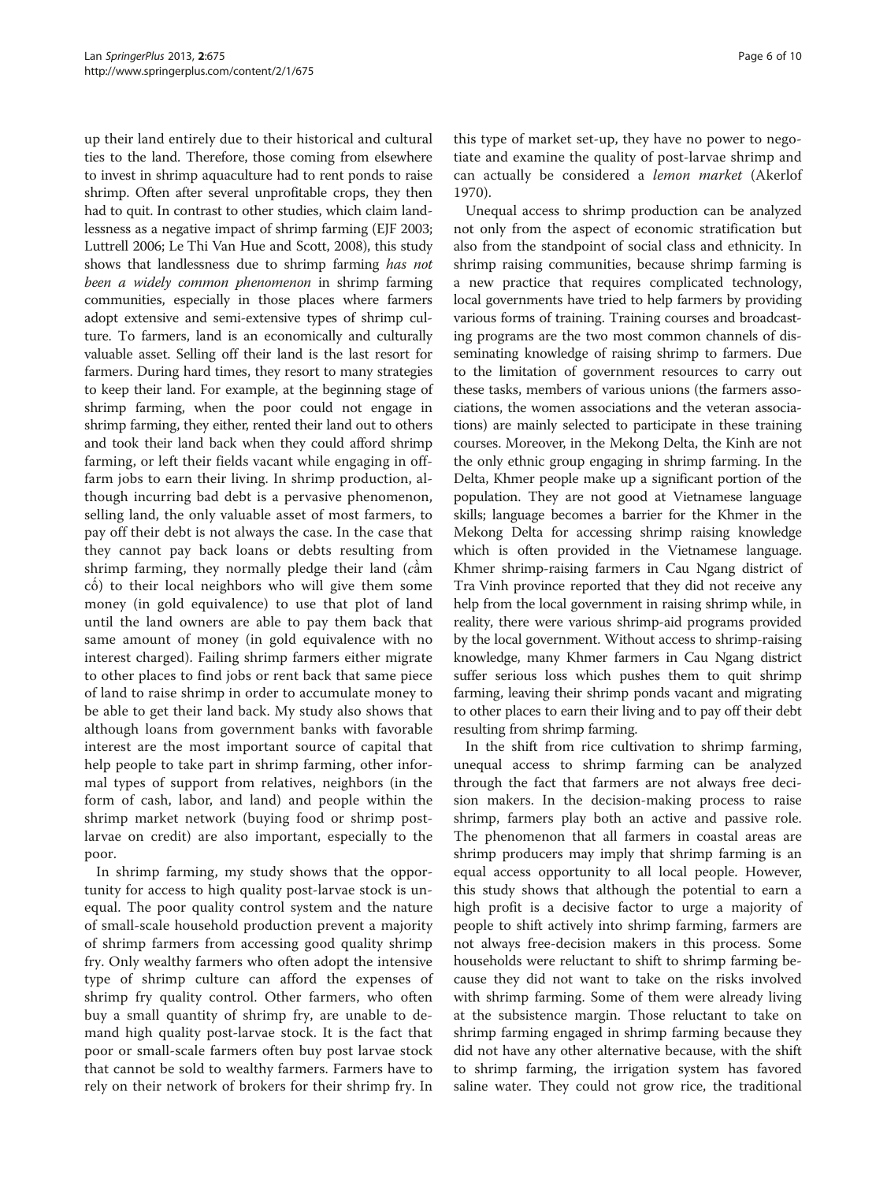up their land entirely due to their historical and cultural ties to the land. Therefore, those coming from elsewhere to invest in shrimp aquaculture had to rent ponds to raise shrimp. Often after several unprofitable crops, they then had to quit. In contrast to other studies, which claim landlessness as a negative impact of shrimp farming (EJF 2003; Luttrell 2006; Le Thi Van Hue and Scott, 2008), this study shows that landlessness due to shrimp farming *has not been a widely common phenomenon* in shrimp farming communities, especially in those places where farmers adopt extensive and semi-extensive types of shrimp culture. To farmers, land is an economically and culturally valuable asset. Selling off their land is the last resort for farmers. During hard times, they resort to many strategies to keep their land. For example, at the beginning stage of shrimp farming, when the poor could not engage in shrimp farming, they either, rented their land out to others and took their land back when they could afford shrimp farming, or left their fields vacant while engaging in off-farm jobs to earn their living. In shrimp production, although incurring bad debt is a pervasive phenomenon, selling land, the only valuable asset of most farmers, to pay off their debt is not always the case. In the case that they cannot pay back loans or debts resulting from shrimp farming, they normally pledge their land (*cầm cố*) to their local neighbors who will give them some money (in gold equivalence) to use that plot of land until the land owners are able to pay them back that same amount of money (in gold equivalence with no interest charged). Failing shrimp farmers either migrate to other places to find jobs or rent back that same piece of land to raise shrimp in order to accumulate money to be able to get their land back. My study also shows that although loans from government banks with favorable interest are the most important source of capital that help people to take part in shrimp farming, other informal types of support from relatives, neighbors (in the form of cash, labor, and land) and people within the shrimp market network (buying food or shrimp post-larvae on credit) are also important, especially to the poor.

In shrimp farming, my study shows that the opportunity for access to high quality post-larvae stock is unequal. The poor quality control system and the nature of small-scale household production prevent a majority of shrimp farmers from accessing good quality shrimp fry. Only wealthy farmers who often adopt the intensive type of shrimp culture can afford the expenses of shrimp fry quality control. Other farmers, who often buy a small quantity of shrimp fry, are unable to demand high quality post-larvae stock. It is the fact that poor or small-scale farmers often buy post larvae stock that cannot be sold to wealthy farmers. Farmers have to rely on their network of brokers for their shrimp fry. In this type of market set-up, they have no power to negotiate and examine the quality of post-larvae shrimp and can actually be considered a *lemon market* (Akerlof 1970).

Unequal access to shrimp production can be analyzed not only from the aspect of economic stratification but also from the standpoint of social class and ethnicity. In shrimp raising communities, because shrimp farming is a new practice that requires complicated technology, local governments have tried to help farmers by providing various forms of training. Training courses and broadcasting programs are the two most common channels of disseminating knowledge of raising shrimp to farmers. Due to the limitation of government resources to carry out these tasks, members of various unions (the farmers associations, the women associations and the veteran associations) are mainly selected to participate in these training courses. Moreover, in the Mekong Delta, the Kinh are not the only ethnic group engaging in shrimp farming. In the Delta, Khmer people make up a significant portion of the population. They are not good at Vietnamese language skills; language becomes a barrier for the Khmer in the Mekong Delta for accessing shrimp raising knowledge which is often provided in the Vietnamese language. Khmer shrimp-raising farmers in Cau Ngang district of Tra Vinh province reported that they did not receive any help from the local government in raising shrimp while, in reality, there were various shrimp-aid programs provided by the local government. Without access to shrimp-raising knowledge, many Khmer farmers in Cau Ngang district suffer serious loss which pushes them to quit shrimp farming, leaving their shrimp ponds vacant and migrating to other places to earn their living and to pay off their debt resulting from shrimp farming.

In the shift from rice cultivation to shrimp farming, unequal access to shrimp farming can be analyzed through the fact that farmers are not always free decision makers. In the decision-making process to raise shrimp, farmers play both an active and passive role. The phenomenon that all farmers in coastal areas are shrimp producers may imply that shrimp farming is an equal access opportunity to all local people. However, this study shows that although the potential to earn a high profit is a decisive factor to urge a majority of people to shift actively into shrimp farming, farmers are not always free-decision makers in this process. Some households were reluctant to shift to shrimp farming because they did not want to take on the risks involved with shrimp farming. Some of them were already living at the subsistence margin. Those reluctant to take on shrimp farming engaged in shrimp farming because they did not have any other alternative because, with the shift to shrimp farming, the irrigation system has favored saline water. They could not grow rice, the traditional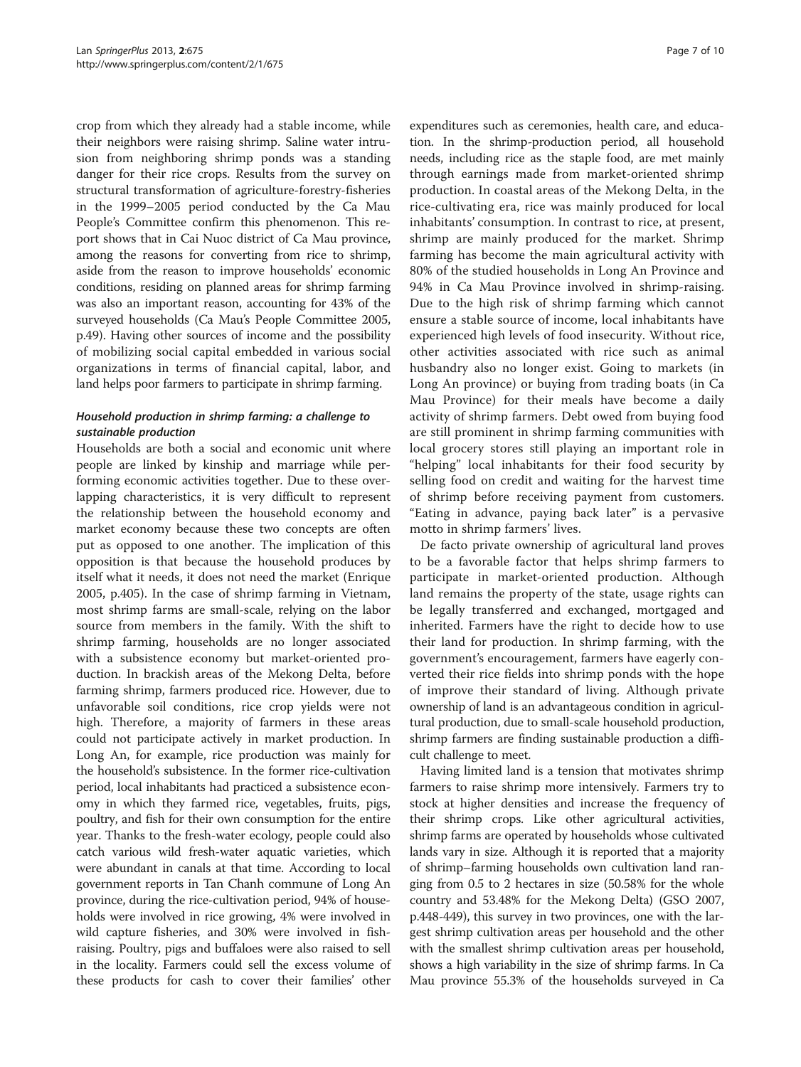crop from which they already had a stable income, while their neighbors were raising shrimp. Saline water intrusion from neighboring shrimp ponds was a standing danger for their rice crops. Results from the survey on structural transformation of agriculture-forestry-fisheries in the 1999–2005 period conducted by the Ca Mau People's Committee confirm this phenomenon. This report shows that in Cai Nuoc district of Ca Mau province, among the reasons for converting from rice to shrimp, aside from the reason to improve households' economic conditions, residing on planned areas for shrimp farming was also an important reason, accounting for 43% of the surveyed households (Ca Mau's People Committee 2005, p.49). Having other sources of income and the possibility of mobilizing social capital embedded in various social organizations in terms of financial capital, labor, and land helps poor farmers to participate in shrimp farming.

### *Household production in shrimp farming: a challenge to sustainable production*

Households are both a social and economic unit where people are linked by kinship and marriage while performing economic activities together. Due to these overlapping characteristics, it is very difficult to represent the relationship between the household economy and market economy because these two concepts are often put as opposed to one another. The implication of this opposition is that because the household produces by itself what it needs, it does not need the market (Enrique 2005, p.405). In the case of shrimp farming in Vietnam, most shrimp farms are small-scale, relying on the labor source from members in the family. With the shift to shrimp farming, households are no longer associated with a subsistence economy but market-oriented production. In brackish areas of the Mekong Delta, before farming shrimp, farmers produced rice. However, due to unfavorable soil conditions, rice crop yields were not high. Therefore, a majority of farmers in these areas could not participate actively in market production. In Long An, for example, rice production was mainly for the household's subsistence. In the former rice-cultivation period, local inhabitants had practiced a subsistence economy in which they farmed rice, vegetables, fruits, pigs, poultry, and fish for their own consumption for the entire year. Thanks to the fresh-water ecology, people could also catch various wild fresh-water aquatic varieties, which were abundant in canals at that time. According to local government reports in Tan Chanh commune of Long An province, during the rice-cultivation period, 94% of households were involved in rice growing, 4% were involved in wild capture fisheries, and 30% were involved in fish-raising. Poultry, pigs and buffaloes were also raised to sell in the locality. Farmers could sell the excess volume of these products for cash to cover their families' other expenditures such as ceremonies, health care, and education. In the shrimp-production period, all household needs, including rice as the staple food, are met mainly through earnings made from market-oriented shrimp production. In coastal areas of the Mekong Delta, in the rice-cultivating era, rice was mainly produced for local inhabitants' consumption. In contrast to rice, at present, shrimp are mainly produced for the market. Shrimp farming has become the main agricultural activity with 80% of the studied households in Long An Province and 94% in Ca Mau Province involved in shrimp-raising. Due to the high risk of shrimp farming which cannot ensure a stable source of income, local inhabitants have experienced high levels of food insecurity. Without rice, other activities associated with rice such as animal husbandry also no longer exist. Going to markets (in Long An province) or buying from trading boats (in Ca Mau Province) for their meals have become a daily activity of shrimp farmers. Debt owed from buying food are still prominent in shrimp farming communities with local grocery stores still playing an important role in "helping" local inhabitants for their food security by selling food on credit and waiting for the harvest time of shrimp before receiving payment from customers. "Eating in advance, paying back later" is a pervasive motto in shrimp farmers' lives.

De facto private ownership of agricultural land proves to be a favorable factor that helps shrimp farmers to participate in market-oriented production. Although land remains the property of the state, usage rights can be legally transferred and exchanged, mortgaged and inherited. Farmers have the right to decide how to use their land for production. In shrimp farming, with the government's encouragement, farmers have eagerly converted their rice fields into shrimp ponds with the hope of improve their standard of living. Although private ownership of land is an advantageous condition in agricultural production, due to small-scale household production, shrimp farmers are finding sustainable production a difficult challenge to meet.

Having limited land is a tension that motivates shrimp farmers to raise shrimp more intensively. Farmers try to stock at higher densities and increase the frequency of their shrimp crops. Like other agricultural activities, shrimp farms are operated by households whose cultivated lands vary in size. Although it is reported that a majority of shrimp–farming households own cultivation land ranging from 0.5 to 2 hectares in size (50.58% for the whole country and 53.48% for the Mekong Delta) (GSO 2007, p.448-449), this survey in two provinces, one with the largest shrimp cultivation areas per household and the other with the smallest shrimp cultivation areas per household, shows a high variability in the size of shrimp farms. In Ca Mau province 55.3% of the households surveyed in Ca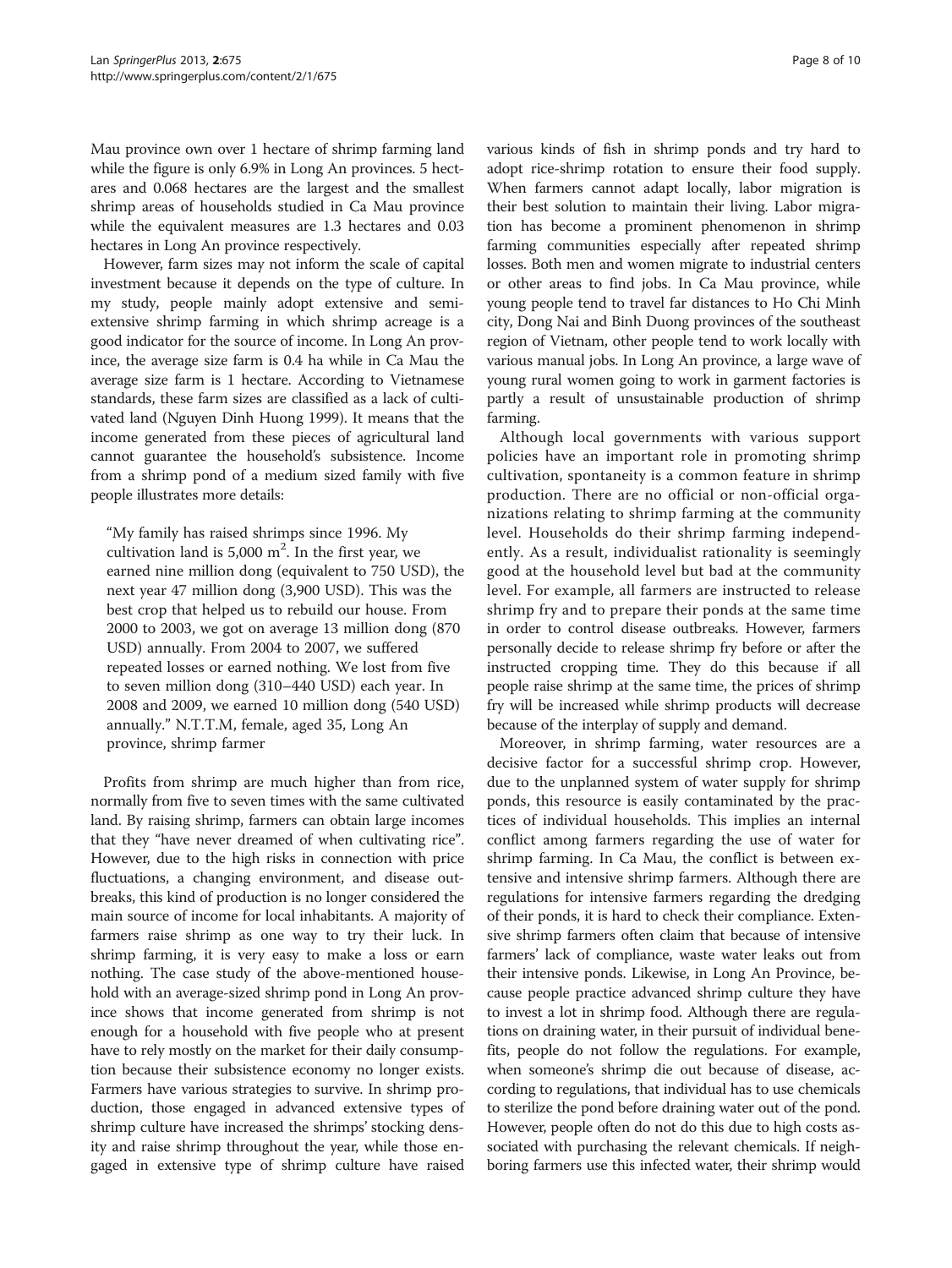Mau province own over 1 hectare of shrimp farming land while the figure is only 6.9% in Long An provinces. 5 hectares and 0.068 hectares are the largest and the smallest shrimp areas of households studied in Ca Mau province while the equivalent measures are 1.3 hectares and 0.03 hectares in Long An province respectively.

However, farm sizes may not inform the scale of capital investment because it depends on the type of culture. In my study, people mainly adopt extensive and semi-extensive shrimp farming in which shrimp acreage is a good indicator for the source of income. In Long An province, the average size farm is 0.4 ha while in Ca Mau the average size farm is 1 hectare. According to Vietnamese standards, these farm sizes are classified as a lack of cultivated land (Nguyen Dinh Huong 1999). It means that the income generated from these pieces of agricultural land cannot guarantee the household's subsistence. Income from a shrimp pond of a medium sized family with five people illustrates more details:

> "My family has raised shrimps since 1996. My cultivation land is 5,000 $m^2$. In the first year, we earned nine million dong (equivalent to 750 USD), the next year 47 million dong (3,900 USD). This was the best crop that helped us to rebuild our house. From 2000 to 2003, we got on average 13 million dong (870 USD) annually. From 2004 to 2007, we suffered repeated losses or earned nothing. We lost from five to seven million dong (310–440 USD) each year. In 2008 and 2009, we earned 10 million dong (540 USD) annually." N.T.T.M, female, aged 35, Long An province, shrimp farmer

Profits from shrimp are much higher than from rice, normally from five to seven times with the same cultivated land. By raising shrimp, farmers can obtain large incomes that they "have never dreamed of when cultivating rice". However, due to the high risks in connection with price fluctuations, a changing environment, and disease outbreaks, this kind of production is no longer considered the main source of income for local inhabitants. A majority of farmers raise shrimp as one way to try their luck. In shrimp farming, it is very easy to make a loss or earn nothing. The case study of the above-mentioned household with an average-sized shrimp pond in Long An province shows that income generated from shrimp is not enough for a household with five people who at present have to rely mostly on the market for their daily consumption because their subsistence economy no longer exists. Farmers have various strategies to survive. In shrimp production, those engaged in advanced extensive types of shrimp culture have increased the shrimps' stocking density and raise shrimp throughout the year, while those engaged in extensive type of shrimp culture have raised various kinds of fish in shrimp ponds and try hard to adopt rice-shrimp rotation to ensure their food supply. When farmers cannot adapt locally, labor migration is their best solution to maintain their living. Labor migration has become a prominent phenomenon in shrimp farming communities especially after repeated shrimp losses. Both men and women migrate to industrial centers or other areas to find jobs. In Ca Mau province, while young people tend to travel far distances to Ho Chi Minh city, Dong Nai and Binh Duong provinces of the southeast region of Vietnam, other people tend to work locally with various manual jobs. In Long An province, a large wave of young rural women going to work in garment factories is partly a result of unsustainable production of shrimp farming.

Although local governments with various support policies have an important role in promoting shrimp cultivation, spontaneity is a common feature in shrimp production. There are no official or non-official organizations relating to shrimp farming at the community level. Households do their shrimp farming independently. As a result, individualist rationality is seemingly good at the household level but bad at the community level. For example, all farmers are instructed to release shrimp fry and to prepare their ponds at the same time in order to control disease outbreaks. However, farmers personally decide to release shrimp fry before or after the instructed cropping time. They do this because if all people raise shrimp at the same time, the prices of shrimp fry will be increased while shrimp products will decrease because of the interplay of supply and demand.

Moreover, in shrimp farming, water resources are a decisive factor for a successful shrimp crop. However, due to the unplanned system of water supply for shrimp ponds, this resource is easily contaminated by the practices of individual households. This implies an internal conflict among farmers regarding the use of water for shrimp farming. In Ca Mau, the conflict is between extensive and intensive shrimp farmers. Although there are regulations for intensive farmers regarding the dredging of their ponds, it is hard to check their compliance. Extensive shrimp farmers often claim that because of intensive farmers' lack of compliance, waste water leaks out from their intensive ponds. Likewise, in Long An Province, because people practice advanced shrimp culture they have to invest a lot in shrimp food. Although there are regulations on draining water, in their pursuit of individual benefits, people do not follow the regulations. For example, when someone's shrimp die out because of disease, according to regulations, that individual has to use chemicals to sterilize the pond before draining water out of the pond. However, people often do not do this due to high costs associated with purchasing the relevant chemicals. If neighboring farmers use this infected water, their shrimp would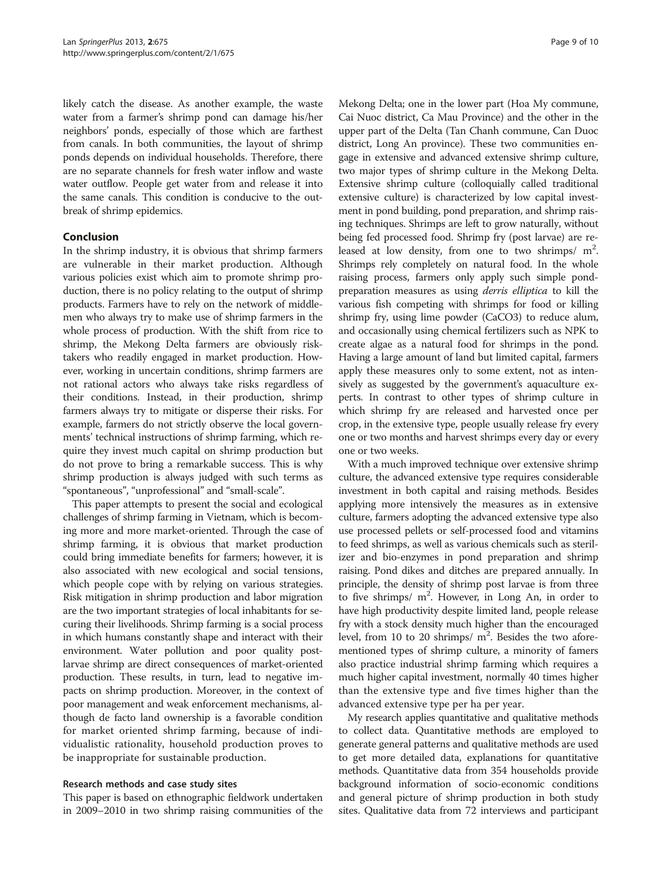likely catch the disease. As another example, the waste water from a farmer's shrimp pond can damage his/her neighbors' ponds, especially of those which are farthest from canals. In both communities, the layout of shrimp ponds depends on individual households. Therefore, there are no separate channels for fresh water inflow and waste water outflow. People get water from and release it into the same canals. This condition is conducive to the outbreak of shrimp epidemics.

## Conclusion

In the shrimp industry, it is obvious that shrimp farmers are vulnerable in their market production. Although various policies exist which aim to promote shrimp production, there is no policy relating to the output of shrimp products. Farmers have to rely on the network of middlemen who always try to make use of shrimp farmers in the whole process of production. With the shift from rice to shrimp, the Mekong Delta farmers are obviously risk-takers who readily engaged in market production. However, working in uncertain conditions, shrimp farmers are not rational actors who always take risks regardless of their conditions. Instead, in their production, shrimp farmers always try to mitigate or disperse their risks. For example, farmers do not strictly observe the local governments' technical instructions of shrimp farming, which require they invest much capital on shrimp production but do not prove to bring a remarkable success. This is why shrimp production is always judged with such terms as "spontaneous", "unprofessional" and "small-scale".

This paper attempts to present the social and ecological challenges of shrimp farming in Vietnam, which is becoming more and more market-oriented. Through the case of shrimp farming, it is obvious that market production could bring immediate benefits for farmers; however, it is also associated with new ecological and social tensions, which people cope with by relying on various strategies. Risk mitigation in shrimp production and labor migration are the two important strategies of local inhabitants for securing their livelihoods. Shrimp farming is a social process in which humans constantly shape and interact with their environment. Water pollution and poor quality post-larvae shrimp are direct consequences of market-oriented production. These results, in turn, lead to negative impacts on shrimp production. Moreover, in the context of poor management and weak enforcement mechanisms, although de facto land ownership is a favorable condition for market oriented shrimp farming, because of individualistic rationality, household production proves to be inappropriate for sustainable production.

### Research methods and case study sites

This paper is based on ethnographic fieldwork undertaken in 2009–2010 in two shrimp raising communities of the Mekong Delta; one in the lower part (Hoa My commune, Cai Nuoc district, Ca Mau Province) and the other in the upper part of the Delta (Tan Chanh commune, Can Duoc district, Long An province). These two communities engage in extensive and advanced extensive shrimp culture, two major types of shrimp culture in the Mekong Delta. Extensive shrimp culture (colloquially called traditional extensive culture) is characterized by low capital investment in pond building, pond preparation, and shrimp raising techniques. Shrimps are left to grow naturally, without being fed processed food. Shrimp fry (post larvae) are released at low density, from one to two shrimps/ $m^2$. Shrimps rely completely on natural food. In the whole raising process, farmers only apply such simple pond-preparation measures as using *derris elliptica* to kill the various fish competing with shrimps for food or killing shrimp fry, using lime powder ($CaCO_3$) to reduce alum, and occasionally using chemical fertilizers such as NPK to create algae as a natural food for shrimps in the pond. Having a large amount of land but limited capital, farmers apply these measures only to some extent, not as intensively as suggested by the government's aquaculture experts. In contrast to other types of shrimp culture in which shrimp fry are released and harvested once per crop, in the extensive type, people usually release fry every one or two months and harvest shrimps every day or every one or two weeks.

With a much improved technique over extensive shrimp culture, the advanced extensive type requires considerable investment in both capital and raising methods. Besides applying more intensively the measures as in extensive culture, farmers adopting the advanced extensive type also use processed pellets or self-processed food and vitamins to feed shrimps, as well as various chemicals such as sterilizer and bio-enzymes in pond preparation and shrimp raising. Pond dikes and ditches are prepared annually. In principle, the density of shrimp post larvae is from three to five shrimps/ $m^2$. However, in Long An, in order to have high productivity despite limited land, people release fry with a stock density much higher than the encouraged level, from 10 to 20 shrimps/ $m^2$. Besides the two aforementioned types of shrimp culture, a minority of famers also practice industrial shrimp farming which requires a much higher capital investment, normally 40 times higher than the extensive type and five times higher than the advanced extensive type per ha per year.

My research applies quantitative and qualitative methods to collect data. Quantitative methods are employed to generate general patterns and qualitative methods are used to get more detailed data, explanations for quantitative methods. Quantitative data from 354 households provide background information of socio-economic conditions and general picture of shrimp production in both study sites. Qualitative data from 72 interviews and participant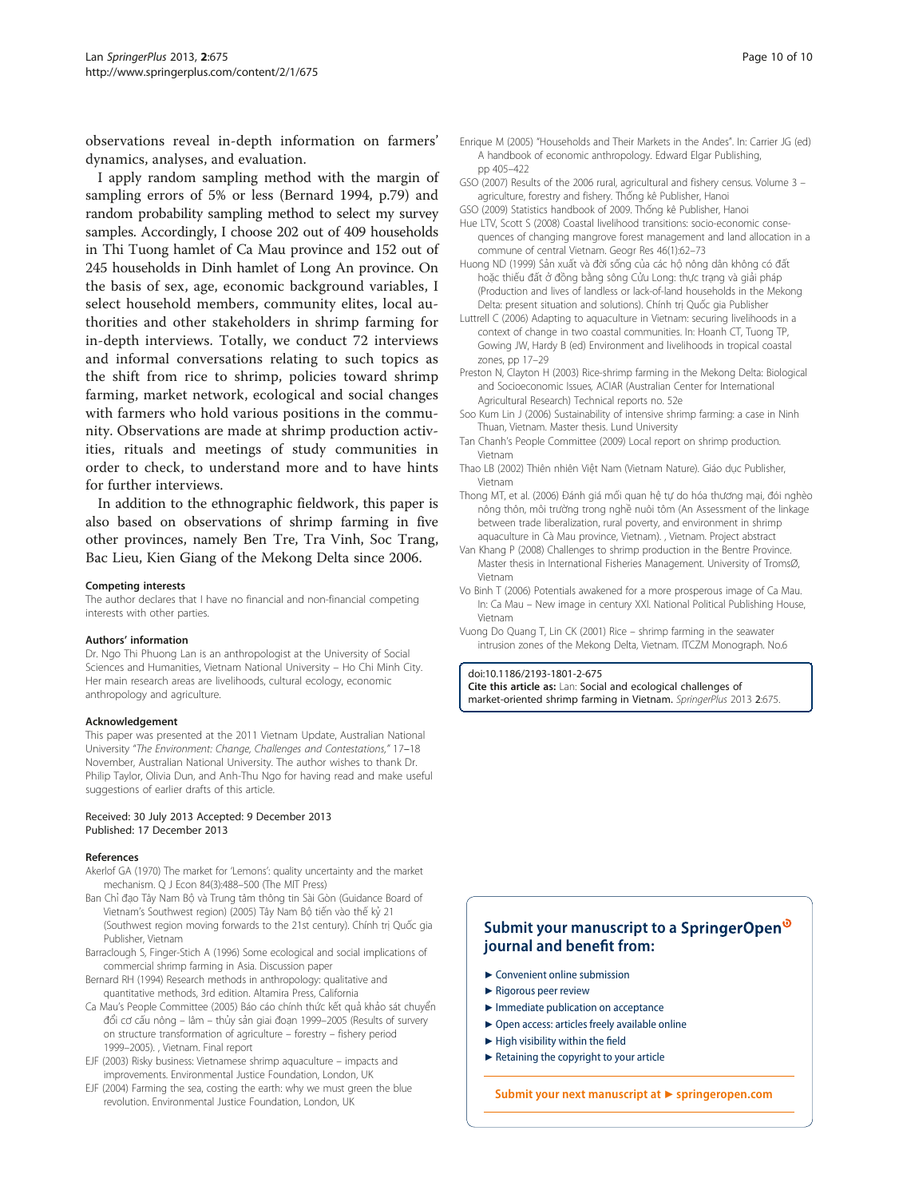observations reveal in-depth information on farmers' dynamics, analyses, and evaluation.

I apply random sampling method with the margin of sampling errors of 5% or less (Bernard 1994, p.79) and random probability sampling method to select my survey samples. Accordingly, I choose 202 out of 409 households in Thi Tuong hamlet of Ca Mau province and 152 out of 245 households in Dinh hamlet of Long An province. On the basis of sex, age, economic background variables, I select household members, community elites, local authorities and other stakeholders in shrimp farming for in-depth interviews. Totally, we conduct 72 interviews and informal conversations relating to such topics as the shift from rice to shrimp, policies toward shrimp farming, market network, ecological and social changes with farmers who hold various positions in the community. Observations are made at shrimp production activities, rituals and meetings of study communities in order to check, to understand more and to have hints for further interviews.

In addition to the ethnographic fieldwork, this paper is also based on observations of shrimp farming in five other provinces, namely Ben Tre, Tra Vinh, Soc Trang, Bac Lieu, Kien Giang of the Mekong Delta since 2006.

#### Competing interests

The author declares that I have no financial and non-financial competing interests with other parties.

#### Authors' information

Dr. Ngo Thi Phuong Lan is an anthropologist at the University of Social Sciences and Humanities, Vietnam National University – Ho Chi Minh City. Her main research areas are livelihoods, cultural ecology, economic anthropology and agriculture.

#### Acknowledgement

This paper was presented at the 2011 Vietnam Update, Australian National University "*The Environment: Change, Challenges and Contestations,*" 17–18 November, Australian National University. The author wishes to thank Dr. Philip Taylor, Olivia Dun, and Anh-Thu Ngo for having read and make useful suggestions of earlier drafts of this article.

Received: 30 July 2013 Accepted: 9 December 2013
Published: 17 December 2013

#### References

Akerlof GA (1970) The market for 'Lemons': quality uncertainty and the market mechanism. Q J Econ 84(3):488–500 (The MIT Press)

Ban Chỉ đạo Tây Nam Bộ và Trung tâm thông tin Sài Gòn (Guidance Board of Vietnam's Southwest region) (2005) Tây Nam Bộ tiến vào thế kỷ 21 (Southwest region moving forwards to the 21st century). Chính trị Quốc gia Publisher, Vietnam

Barraclough S, Finger-Stich A (1996) Some ecological and social implications of commercial shrimp farming in Asia. Discussion paper

Bernard RH (1994) Research methods in anthropology: qualitative and quantitative methods, 3rd edition. Altamira Press, California

Ca Mau's People Committee (2005) Báo cáo chính thức kết quả khảo sát chuyển đổi cơ cấu nông – lâm – thủy sản giai đoạn 1999–2005 (Results of survery on structure transformation of agriculture – forestry – fishery period 1999–2005). , Vietnam. Final report

EJF (2003) Risky business: Vietnamese shrimp aquaculture – impacts and improvements. Environmental Justice Foundation, London, UK

EJF (2004) Farming the sea, costing the earth: why we must green the blue revolution. Environmental Justice Foundation, London, UK

Enrique M (2005) "Households and Their Markets in the Andes". In: Carrier JG (ed) A handbook of economic anthropology. Edward Elgar Publishing, pp 405–422

GSO (2007) Results of the 2006 rural, agricultural and fishery census. Volume 3 – agriculture, forestry and fishery. Thống kê Publisher, Hanoi

GSO (2009) Statistics handbook of 2009. Thống kê Publisher, Hanoi

Hue LTV, Scott S (2008) Coastal livelihood transitions: socio-economic consequences of changing mangrove forest management and land allocation in a commune of central Vietnam. Geogr Res 46(1):62–73

Huong ND (1999) Sản xuất và đời sống của các hộ nông dân không có đất hoặc thiếu đất ở đồng bằng sông Cửu Long: thực trạng và giải pháp (Production and lives of landless or lack-of-land households in the Mekong Delta: present situation and solutions). Chính trị Quốc gia Publisher

Luttrell C (2006) Adapting to aquaculture in Vietnam: securing livelihoods in a context of change in two coastal communities. In: Hoanh CT, Tuong TP, Gowing JW, Hardy B (ed) Environment and livelihoods in tropical coastal zones, pp 17–29

Preston N, Clayton H (2003) Rice-shrimp farming in the Mekong Delta: Biological and Socioeconomic Issues, ACIAR (Australian Center for International Agricultural Research) Technical reports no. 52e

Soo Kum Lin J (2006) Sustainability of intensive shrimp farming: a case in Ninh Thuan, Vietnam. Master thesis. Lund University

Tan Chanh's People Committee (2009) Local report on shrimp production. Vietnam

Thao LB (2002) Thiên nhiên Việt Nam (Vietnam Nature). Giáo dục Publisher, Vietnam

Thong MT, et al. (2006) Đánh giá mối quan hệ tự do hóa thương mại, đói nghèo nông thôn, môi trường trong nghề nuôi tôm (An Assessment of the linkage between trade liberalization, rural poverty, and environment in shrimp aquaculture in Cà Mau province, Vietnam). , Vietnam. Project abstract

Van Khang P (2008) Challenges to shrimp production in the Bentre Province. Master thesis in International Fisheries Management. University of TromsØ, Vietnam

Vo Binh T (2006) Potentials awakened for a more prosperous image of Ca Mau. In: Ca Mau – New image in century XXI. National Political Publishing House, Vietnam

Vuong Do Quang T, Lin CK (2001) Rice – shrimp farming in the seawater intrusion zones of the Mekong Delta, Vietnam. ITCZM Monograph. No.6

doi:10.1186/2193-1801-2-675
**Cite this article as:** Lan: Social and ecological challenges of market-oriented shrimp farming in Vietnam. *SpringerPlus* 2013 **2**:675.

**Submit your manuscript to a SpringerOpen journal and benefit from:**

- ► Convenient online submission
- ► Rigorous peer review
- ► Immediate publication on acceptance
- ► Open access: articles freely available online
- ► High visibility within the field
- ► Retaining the copyright to your article

**Submit your next manuscript at ► springeropen.com**